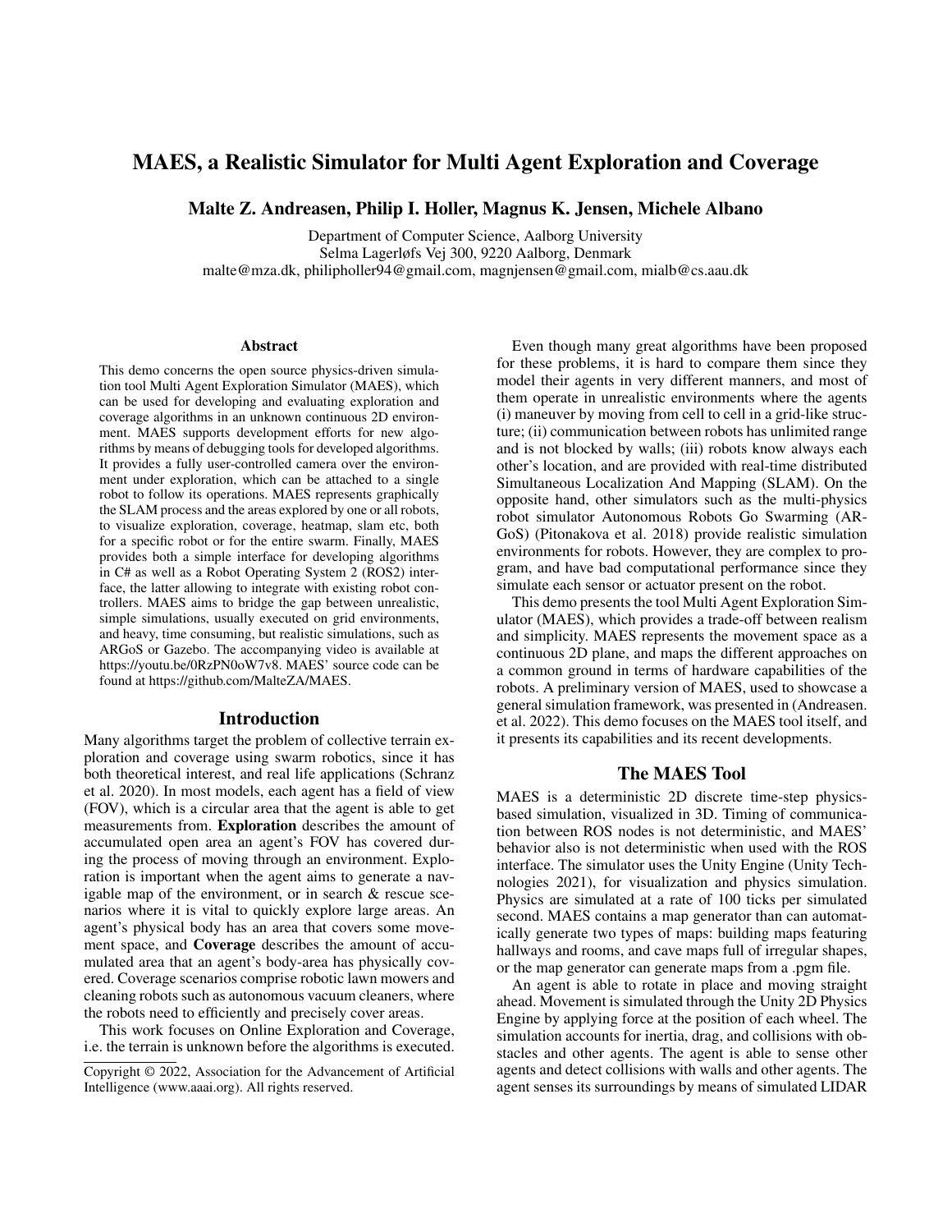# MAES, a Realistic Simulator for Multi Agent Exploration and Coverage

**Malte Z. Andreasen, Philip I. Holler, Magnus K. Jensen, Michele Albano**

Department of Computer Science, Aalborg University
Selma Lagerløfs Vej 300, 9220 Aalborg, Denmark
malte@mza.dk, philipholler94@gmail.com, magnjensen@gmail.com, mialb@cs.aau.dk

## Abstract

This demo concerns the open source physics-driven simulation tool Multi Agent Exploration Simulator (MAES), which can be used for developing and evaluating exploration and coverage algorithms in an unknown continuous 2D environment. MAES supports development efforts for new algorithms by means of debugging tools for developed algorithms. It provides a fully user-controlled camera over the environment under exploration, which can be attached to a single robot to follow its operations. MAES represents graphically the SLAM process and the areas explored by one or all robots, to visualize exploration, coverage, heatmap, slam etc, both for a specific robot or for the entire swarm. Finally, MAES provides both a simple interface for developing algorithms in C# as well as a Robot Operating System 2 (ROS2) interface, the latter allowing to integrate with existing robot controllers. MAES aims to bridge the gap between unrealistic, simple simulations, usually executed on grid environments, and heavy, time consuming, but realistic simulations, such as ARGoS or Gazebo. The accompanying video is available at https://youtu.be/0RzPN0oW7v8. MAES' source code can be found at https://github.com/MalteZA/MAES.

## Introduction

Many algorithms target the problem of collective terrain exploration and coverage using swarm robotics, since it has both theoretical interest, and real life applications (Schranz et al. 2020). In most models, each agent has a field of view (FOV), which is a circular area that the agent is able to get measurements from. **Exploration** describes the amount of accumulated open area an agent's FOV has covered during the process of moving through an environment. Exploration is important when the agent aims to generate a navigable map of the environment, or in search & rescue scenarios where it is vital to quickly explore large areas. An agent's physical body has an area that covers some movement space, and **Coverage** describes the amount of accumulated area that an agent's body-area has physically covered. Coverage scenarios comprise robotic lawn mowers and cleaning robots such as autonomous vacuum cleaners, where the robots need to efficiently and precisely cover areas.

This work focuses on Online Exploration and Coverage, i.e. the terrain is unknown before the algorithms is executed.

Copyright © 2022, Association for the Advancement of Artificial Intelligence (www.aaai.org). All rights reserved.

Even though many great algorithms have been proposed for these problems, it is hard to compare them since they model their agents in very different manners, and most of them operate in unrealistic environments where the agents (i) maneuver by moving from cell to cell in a grid-like structure; (ii) communication between robots has unlimited range and is not blocked by walls; (iii) robots know always each other's location, and are provided with real-time distributed Simultaneous Localization And Mapping (SLAM). On the opposite hand, other simulators such as the multi-physics robot simulator Autonomous Robots Go Swarming (ARGoS) (Pitonakova et al. 2018) provide realistic simulation environments for robots. However, they are complex to program, and have bad computational performance since they simulate each sensor or actuator present on the robot.

This demo presents the tool Multi Agent Exploration Simulator (MAES), which provides a trade-off between realism and simplicity. MAES represents the movement space as a continuous 2D plane, and maps the different approaches on a common ground in terms of hardware capabilities of the robots. A preliminary version of MAES, used to showcase a general simulation framework, was presented in (Andreasen. et al. 2022). This demo focuses on the MAES tool itself, and it presents its capabilities and its recent developments.

## The MAES Tool

MAES is a deterministic 2D discrete time-step physics-based simulation, visualized in 3D. Timing of communication between ROS nodes is not deterministic, and MAES' behavior also is not deterministic when used with the ROS interface. The simulator uses the Unity Engine (Unity Technologies 2021), for visualization and physics simulation. Physics are simulated at a rate of 100 ticks per simulated second. MAES contains a map generator than can automatically generate two types of maps: building maps featuring hallways and rooms, and cave maps full of irregular shapes, or the map generator can generate maps from a .pgm file.

An agent is able to rotate in place and moving straight ahead. Movement is simulated through the Unity 2D Physics Engine by applying force at the position of each wheel. The simulation accounts for inertia, drag, and collisions with obstacles and other agents. The agent is able to sense other agents and detect collisions with walls and other agents. The agent senses its surroundings by means of simulated LIDAR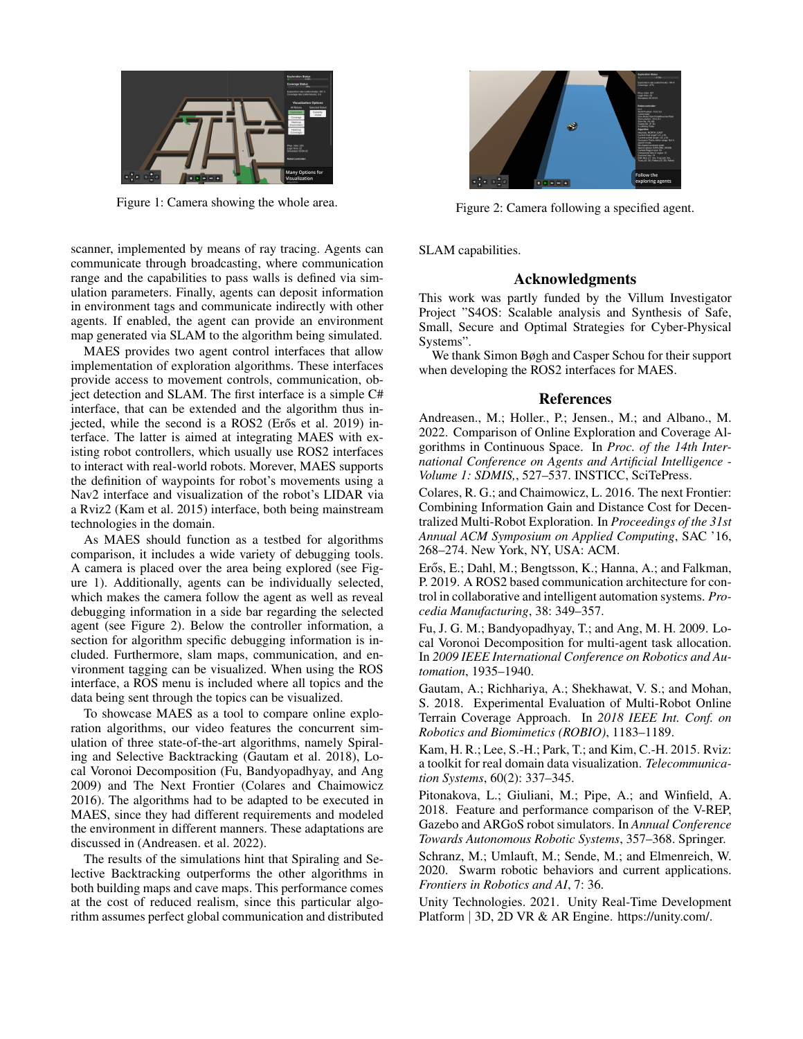Figure 1: Camera showing the whole area.

Figure 2: Camera following a specified agent.

scanner, implemented by means of ray tracing. Agents can communicate through broadcasting, where communication range and the capabilities to pass walls is defined via simulation parameters. Finally, agents can deposit information in environment tags and communicate indirectly with other agents. If enabled, the agent can provide an environment map generated via SLAM to the algorithm being simulated.

MAES provides two agent control interfaces that allow implementation of exploration algorithms. These interfaces provide access to movement controls, communication, object detection and SLAM. The first interface is a simple C# interface, that can be extended and the algorithm thus injected, while the second is a ROS2 (Erős et al. 2019) interface. The latter is aimed at integrating MAES with existing robot controllers, which usually use ROS2 interfaces to interact with real-world robots. Morever, MAES supports the definition of waypoints for robot's movements using a Nav2 interface and visualization of the robot's LIDAR via a Rviz2 (Kam et al. 2015) interface, both being mainstream technologies in the domain.

As MAES should function as a testbed for algorithms comparison, it includes a wide variety of debugging tools. A camera is placed over the area being explored (see Figure 1). Additionally, agents can be individually selected, which makes the camera follow the agent as well as reveal debugging information in a side bar regarding the selected agent (see Figure 2). Below the controller information, a section for algorithm specific debugging information is included. Furthermore, slam maps, communication, and environment tagging can be visualized. When using the ROS interface, a ROS menu is included where all topics and the data being sent through the topics can be visualized.

To showcase MAES as a tool to compare online exploration algorithms, our video features the concurrent simulation of three state-of-the-art algorithms, namely Spiraling and Selective Backtracking (Gautam et al. 2018), Local Voronoi Decomposition (Fu, Bandyopadhyay, and Ang 2009) and The Next Frontier (Colares and Chaimowicz 2016). The algorithms had to be adapted to be executed in MAES, since they had different requirements and modeled the environment in different manners. These adaptations are discussed in (Andreasen. et al. 2022).

The results of the simulations hint that Spiraling and Selective Backtracking outperforms the other algorithms in both building maps and cave maps. This performance comes at the cost of reduced realism, since this particular algorithm assumes perfect global communication and distributed SLAM capabilities.

## Acknowledgments

This work was partly funded by the Villum Investigator Project "S4OS: Scalable analysis and Synthesis of Safe, Small, Secure and Optimal Strategies for Cyber-Physical Systems".

We thank Simon Bøgh and Casper Schou for their support when developing the ROS2 interfaces for MAES.

## References

Andreasen., M.; Holler., P.; Jensen., M.; and Albano., M. 2022. Comparison of Online Exploration and Coverage Algorithms in Continuous Space. In *Proc. of the 14th International Conference on Agents and Artificial Intelligence - Volume 1: SDMIS,*, 527–537. INSTICC, SciTePress.

Colares, R. G.; and Chaimowicz, L. 2016. The next Frontier: Combining Information Gain and Distance Cost for Decentralized Multi-Robot Exploration. In *Proceedings of the 31st Annual ACM Symposium on Applied Computing*, SAC '16, 268–274. New York, NY, USA: ACM.

Erős, E.; Dahl, M.; Bengtsson, K.; Hanna, A.; and Falkman, P. 2019. A ROS2 based communication architecture for control in collaborative and intelligent automation systems. *Procedia Manufacturing*, 38: 349–357.

Fu, J. G. M.; Bandyopadhyay, T.; and Ang, M. H. 2009. Local Voronoi Decomposition for multi-agent task allocation. In *2009 IEEE International Conference on Robotics and Automation*, 1935–1940.

Gautam, A.; Richhariya, A.; Shekhawat, V. S.; and Mohan, S. 2018. Experimental Evaluation of Multi-Robot Online Terrain Coverage Approach. In *2018 IEEE Int. Conf. on Robotics and Biomimetics (ROBIO)*, 1183–1189.

Kam, H. R.; Lee, S.-H.; Park, T.; and Kim, C.-H. 2015. Rviz: a toolkit for real domain data visualization. *Telecommunication Systems*, 60(2): 337–345.

Pitonakova, L.; Giuliani, M.; Pipe, A.; and Winfield, A. 2018. Feature and performance comparison of the V-REP, Gazebo and ARGoS robot simulators. In *Annual Conference Towards Autonomous Robotic Systems*, 357–368. Springer.

Schranz, M.; Umlauft, M.; Sende, M.; and Elmenreich, W. 2020. Swarm robotic behaviors and current applications. *Frontiers in Robotics and AI*, 7: 36.

Unity Technologies. 2021. Unity Real-Time Development Platform | 3D, 2D VR & AR Engine. https://unity.com/.